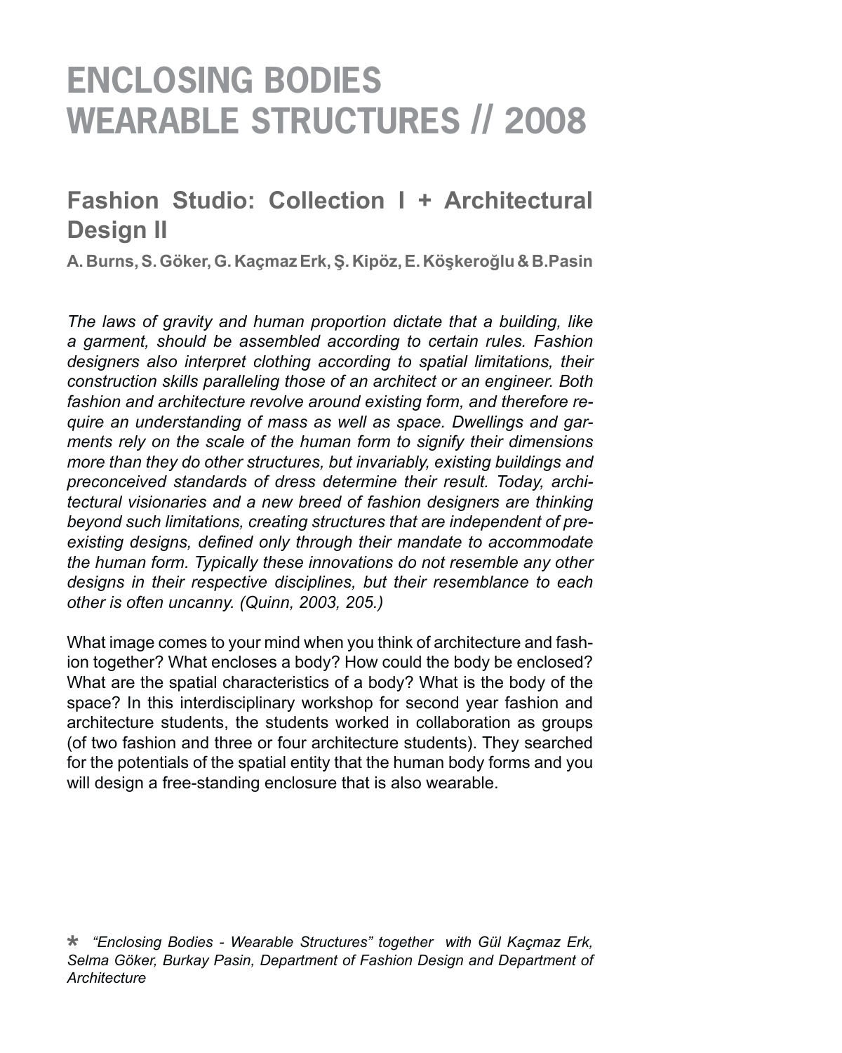# ENCLOSING BODIES WEARABLE STRUCTURES // 2008

## Fashion Studio: Collection I + Architectural Design II

**A. Burns, S. Göker, G. Kaçmaz Erk, Ş. Kipöz, E. Köşkeroğlu & B.Pasin**

*The laws of gravity and human proportion dictate that a building, like a garment, should be assembled according to certain rules. Fashion designers also interpret clothing according to spatial limitations, their construction skills paralleling those of an architect or an engineer. Both fashion and architecture revolve around existing form, and therefore require an understanding of mass as well as space. Dwellings and garments rely on the scale of the human form to signify their dimensions more than they do other structures, but invariably, existing buildings and preconceived standards of dress determine their result. Today, architectural visionaries and a new breed of fashion designers are thinking beyond such limitations, creating structures that are independent of pre-existing designs, defined only through their mandate to accommodate the human form. Typically these innovations do not resemble any other designs in their respective disciplines, but their resemblance to each other is often uncanny. (Quinn, 2003, 205.)*

What image comes to your mind when you think of architecture and fashion together? What encloses a body? How could the body be enclosed? What are the spatial characteristics of a body? What is the body of the space? In this interdisciplinary workshop for second year fashion and architecture students, the students worked in collaboration as groups (of two fashion and three or four architecture students). They searched for the potentials of the spatial entity that the human body forms and you will design a free-standing enclosure that is also wearable.

\* *"Enclosing Bodies - Wearable Structures" together with Gül Kaçmaz Erk, Selma Göker, Burkay Pasin, Department of Fashion Design and Department of Architecture*